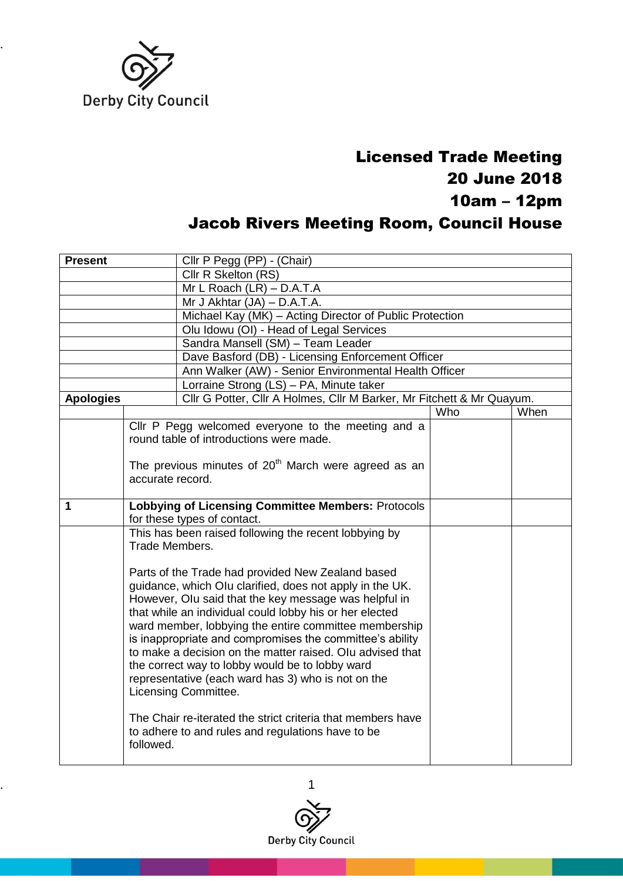Derby City Council

# Licensed Trade Meeting

## 20 June 2018

## 10am – 12pm

## Jacob Rivers Meeting Room, Council House

| **Present** | Cllr P Pegg (PP) - (Chair) | | |
|---|---|---|---|
| | Cllr R Skelton (RS) | | |
| | Mr L Roach (LR) – D.A.T.A | | |
| | Mr J Akhtar (JA) – D.A.T.A. | | |
| | Michael Kay (MK) – Acting Director of Public Protection | | |
| | Olu Idowu (OI) - Head of Legal Services | | |
| | Sandra Mansell (SM) – Team Leader | | |
| | Dave Basford (DB) - Licensing Enforcement Officer | | |
| | Ann Walker (AW) - Senior Environmental Health Officer | | |
| | Lorraine Strong (LS) – PA, Minute taker | | |
| **Apologies** | Cllr G Potter, Cllr A Holmes, Cllr M Barker, Mr Fitchett & Mr Quayum. | | |
| | | Who | When |
| | Cllr P Pegg welcomed everyone to the meeting and a round table of introductions were made.<br><br>The previous minutes of 20th March were agreed as an accurate record. | | |
| **1** | **Lobbying of Licensing Committee Members:** Protocols for these types of contact. | | |
| | This has been raised following the recent lobbying by Trade Members.<br><br>Parts of the Trade had provided New Zealand based guidance, which OIu clarified, does not apply in the UK. However, OIu said that the key message was helpful in that while an individual could lobby his or her elected ward member, lobbying the entire committee membership is inappropriate and compromises the committee's ability to make a decision on the matter raised. OIu advised that the correct way to lobby would be to lobby ward representative (each ward has 3) who is not on the Licensing Committee.<br><br>The Chair re-iterated the strict criteria that members have to adhere to and rules and regulations have to be followed. | | |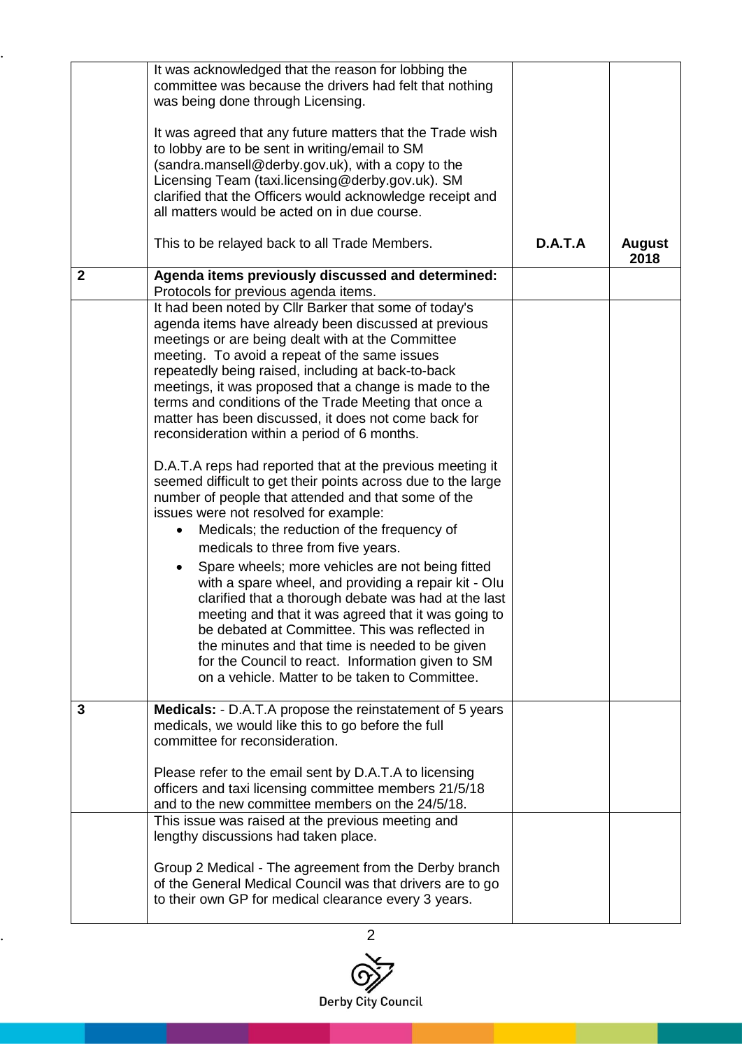| | | | |
|---|---|---|---|
| | It was acknowledged that the reason for lobbing the committee was because the drivers had felt that nothing was being done through Licensing.<br><br>It was agreed that any future matters that the Trade wish to lobby are to be sent in writing/email to SM (sandra.mansell@derby.gov.uk), with a copy to the Licensing Team (taxi.licensing@derby.gov.uk). SM clarified that the Officers would acknowledge receipt and all matters would be acted on in due course.<br><br>This to be relayed back to all Trade Members. | **D.A.T.A** | **August 2018** |
| **2** | **Agenda items previously discussed and determined:** Protocols for previous agenda items. | | |
| | It had been noted by Cllr Barker that some of today's agenda items have already been discussed at previous meetings or are being dealt with at the Committee meeting. To avoid a repeat of the same issues repeatedly being raised, including at back-to-back meetings, it was proposed that a change is made to the terms and conditions of the Trade Meeting that once a matter has been discussed, it does not come back for reconsideration within a period of 6 months.<br><br>D.A.T.A reps had reported that at the previous meeting it seemed difficult to get their points across due to the large number of people that attended and that some of the issues were not resolved for example:<br>• Medicals; the reduction of the frequency of medicals to three from five years.<br>• Spare wheels; more vehicles are not being fitted with a spare wheel, and providing a repair kit - Olu clarified that a thorough debate was had at the last meeting and that it was agreed that it was going to be debated at Committee. This was reflected in the minutes and that time is needed to be given for the Council to react. Information given to SM on a vehicle. Matter to be taken to Committee. | | |
| **3** | **Medicals:** - D.A.T.A propose the reinstatement of 5 years medicals, we would like this to go before the full committee for reconsideration.<br><br>Please refer to the email sent by D.A.T.A to licensing officers and taxi licensing committee members 21/5/18 and to the new committee members on the 24/5/18. | | |
| | This issue was raised at the previous meeting and lengthy discussions had taken place.<br><br>Group 2 Medical - The agreement from the Derby branch of the General Medical Council was that drivers are to go to their own GP for medical clearance every 3 years. | | |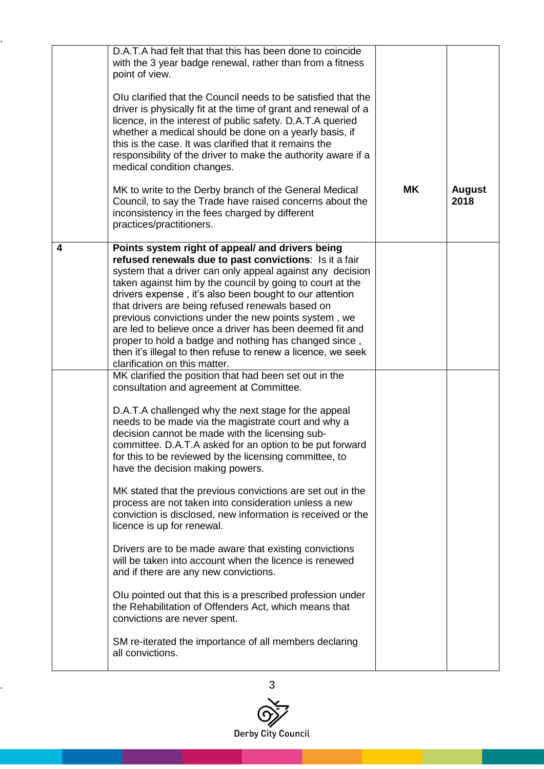| | | | |
|---|---|---|---|
| | D.A.T.A had felt that that this has been done to coincide with the 3 year badge renewal, rather than from a fitness point of view.<br><br>Olu clarified that the Council needs to be satisfied that the driver is physically fit at the time of grant and renewal of a licence, in the interest of public safety. D.A.T.A queried whether a medical should be done on a yearly basis, if this is the case. It was clarified that it remains the responsibility of the driver to make the authority aware if a medical condition changes.<br><br>MK to write to the Derby branch of the General Medical Council, to say the Trade have raised concerns about the inconsistency in the fees charged by different practices/practitioners. | **MK** | **August 2018** |
| **4** | **Points system right of appeal/ and drivers being refused renewals due to past convictions**: Is it a fair system that a driver can only appeal against any decision taken against him by the council by going to court at the drivers expense , it's also been bought to our attention that drivers are being refused renewals based on previous convictions under the new points system , we are led to believe once a driver has been deemed fit and proper to hold a badge and nothing has changed since , then it's illegal to then refuse to renew a licence, we seek clarification on this matter. | | |
| | MK clarified the position that had been set out in the consultation and agreement at Committee.<br><br>D.A.T.A challenged why the next stage for the appeal needs to be made via the magistrate court and why a decision cannot be made with the licensing sub-committee. D.A.T.A asked for an option to be put forward for this to be reviewed by the licensing committee, to have the decision making powers.<br><br>MK stated that the previous convictions are set out in the process are not taken into consideration unless a new conviction is disclosed, new information is received or the licence is up for renewal.<br><br>Drivers are to be made aware that existing convictions will be taken into account when the licence is renewed and if there are any new convictions.<br><br>Olu pointed out that this is a prescribed profession under the Rehabilitation of Offenders Act, which means that convictions are never spent.<br><br>SM re-iterated the importance of all members declaring all convictions. | | |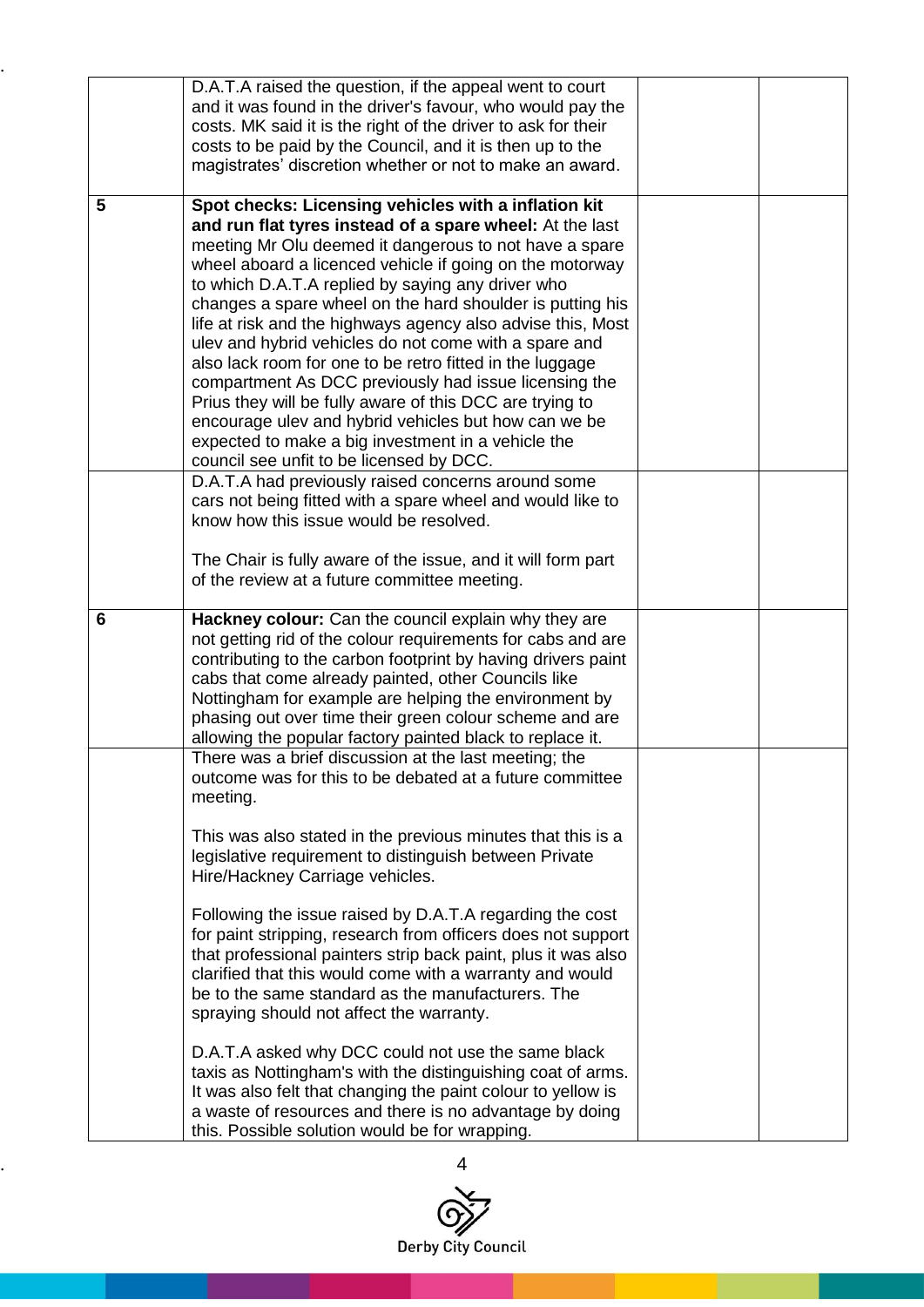| | | | |
|---|---|---|---|
| | D.A.T.A raised the question, if the appeal went to court and it was found in the driver's favour, who would pay the costs. MK said it is the right of the driver to ask for their costs to be paid by the Council, and it is then up to the magistrates' discretion whether or not to make an award. | | |
| **5** | **Spot checks: Licensing vehicles with a inflation kit and run flat tyres instead of a spare wheel:** At the last meeting Mr Olu deemed it dangerous to not have a spare wheel aboard a licenced vehicle if going on the motorway to which D.A.T.A replied by saying any driver who changes a spare wheel on the hard shoulder is putting his life at risk and the highways agency also advise this, Most ulev and hybrid vehicles do not come with a spare and also lack room for one to be retro fitted in the luggage compartment As DCC previously had issue licensing the Prius they will be fully aware of this DCC are trying to encourage ulev and hybrid vehicles but how can we be expected to make a big investment in a vehicle the council see unfit to be licensed by DCC. | | |
| | D.A.T.A had previously raised concerns around some cars not being fitted with a spare wheel and would like to know how this issue would be resolved.<br><br>The Chair is fully aware of the issue, and it will form part of the review at a future committee meeting. | | |
| **6** | **Hackney colour:** Can the council explain why they are not getting rid of the colour requirements for cabs and are contributing to the carbon footprint by having drivers paint cabs that come already painted, other Councils like Nottingham for example are helping the environment by phasing out over time their green colour scheme and are allowing the popular factory painted black to replace it. | | |
| | There was a brief discussion at the last meeting; the outcome was for this to be debated at a future committee meeting.<br><br>This was also stated in the previous minutes that this is a legislative requirement to distinguish between Private Hire/Hackney Carriage vehicles.<br><br>Following the issue raised by D.A.T.A regarding the cost for paint stripping, research from officers does not support that professional painters strip back paint, plus it was also clarified that this would come with a warranty and would be to the same standard as the manufacturers. The spraying should not affect the warranty.<br><br>D.A.T.A asked why DCC could not use the same black taxis as Nottingham's with the distinguishing coat of arms. It was also felt that changing the paint colour to yellow is a waste of resources and there is no advantage by doing this. Possible solution would be for wrapping. | | |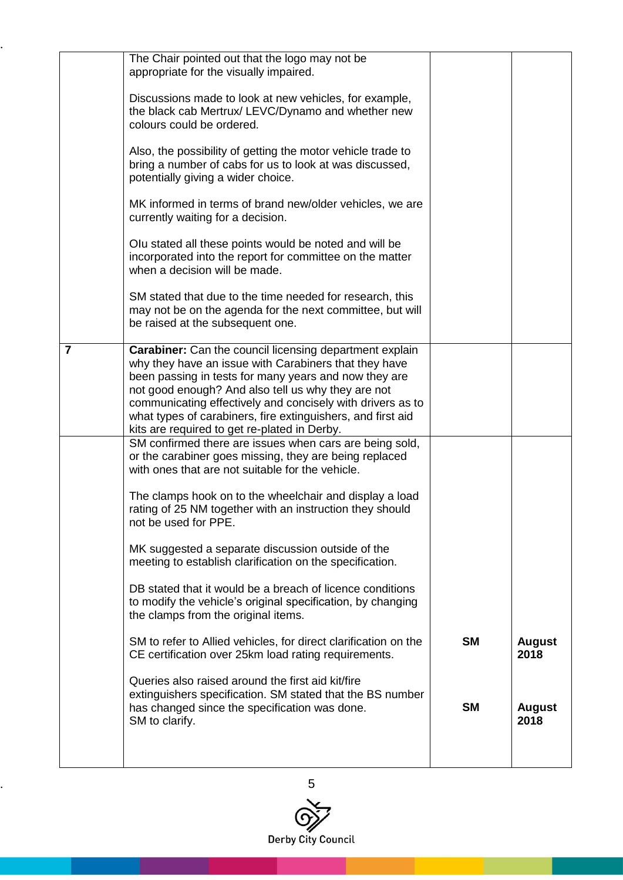|  |  |  |  |
|---|---|---|---|
|  | The Chair pointed out that the logo may not be appropriate for the visually impaired.<br><br>Discussions made to look at new vehicles, for example, the black cab Mertrux/ LEVC/Dynamo and whether new colours could be ordered.<br><br>Also, the possibility of getting the motor vehicle trade to bring a number of cabs for us to look at was discussed, potentially giving a wider choice.<br><br>MK informed in terms of brand new/older vehicles, we are currently waiting for a decision.<br><br>Olu stated all these points would be noted and will be incorporated into the report for committee on the matter when a decision will be made.<br><br>SM stated that due to the time needed for research, this may not be on the agenda for the next committee, but will be raised at the subsequent one. |  |  |
| **7** | **Carabiner:** Can the council licensing department explain why they have an issue with Carabiners that they have been passing in tests for many years and now they are not good enough? And also tell us why they are not communicating effectively and concisely with drivers as to what types of carabiners, fire extinguishers, and first aid kits are required to get re-plated in Derby. |  |  |
|  | SM confirmed there are issues when cars are being sold, or the carabiner goes missing, they are being replaced with ones that are not suitable for the vehicle.<br><br>The clamps hook on to the wheelchair and display a load rating of 25 NM together with an instruction they should not be used for PPE.<br><br>MK suggested a separate discussion outside of the meeting to establish clarification on the specification.<br><br>DB stated that it would be a breach of licence conditions to modify the vehicle's original specification, by changing the clamps from the original items. |  |  |
|  | SM to refer to Allied vehicles, for direct clarification on the CE certification over 25km load rating requirements. | **SM** | **August 2018** |
|  | Queries also raised around the first aid kit/fire extinguishers specification. SM stated that the BS number has changed since the specification was done.<br>SM to clarify. | **SM** | **August 2018** |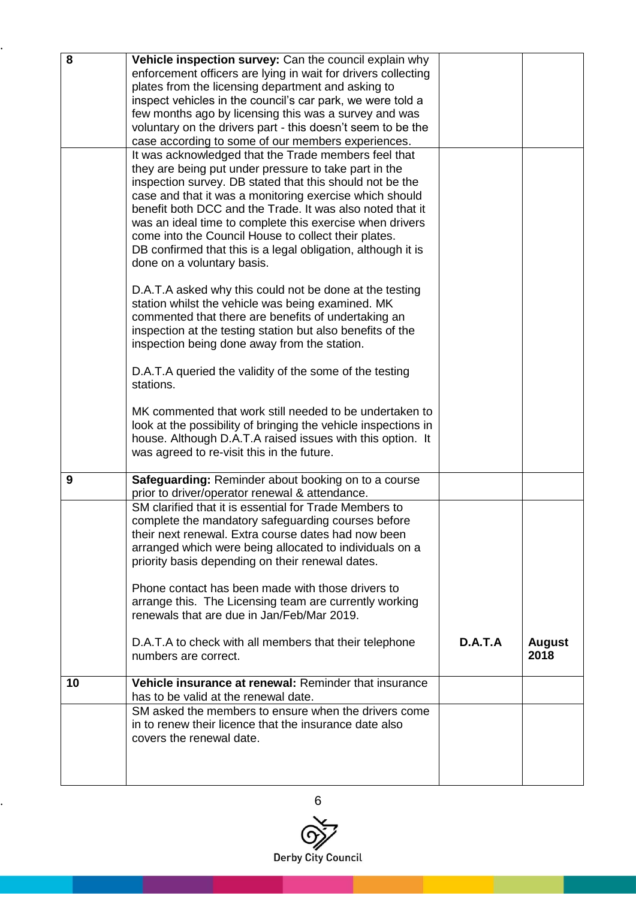| 8 | **Vehicle inspection survey:** Can the council explain why enforcement officers are lying in wait for drivers collecting plates from the licensing department and asking to inspect vehicles in the council's car park, we were told a few months ago by licensing this was a survey and was voluntary on the drivers part - this doesn't seem to be the case according to some of our members experiences. | | |
|---|---|---|---|
| | It was acknowledged that the Trade members feel that they are being put under pressure to take part in the inspection survey. DB stated that this should not be the case and that it was a monitoring exercise which should benefit both DCC and the Trade. It was also noted that it was an ideal time to complete this exercise when drivers come into the Council House to collect their plates. DB confirmed that this is a legal obligation, although it is done on a voluntary basis.<br><br>D.A.T.A asked why this could not be done at the testing station whilst the vehicle was being examined. MK commented that there are benefits of undertaking an inspection at the testing station but also benefits of the inspection being done away from the station.<br><br>D.A.T.A queried the validity of the some of the testing stations.<br><br>MK commented that work still needed to be undertaken to look at the possibility of bringing the vehicle inspections in house. Although D.A.T.A raised issues with this option. It was agreed to re-visit this in the future. | | |
| 9 | **Safeguarding:** Reminder about booking on to a course prior to driver/operator renewal & attendance. | | |
| | SM clarified that it is essential for Trade Members to complete the mandatory safeguarding courses before their next renewal. Extra course dates had now been arranged which were being allocated to individuals on a priority basis depending on their renewal dates.<br><br>Phone contact has been made with those drivers to arrange this. The Licensing team are currently working renewals that are due in Jan/Feb/Mar 2019.<br><br>D.A.T.A to check with all members that their telephone numbers are correct. | **D.A.T.A** | **August 2018** |
| 10 | **Vehicle insurance at renewal:** Reminder that insurance has to be valid at the renewal date. | | |
| | SM asked the members to ensure when the drivers come in to renew their licence that the insurance date also covers the renewal date. | | |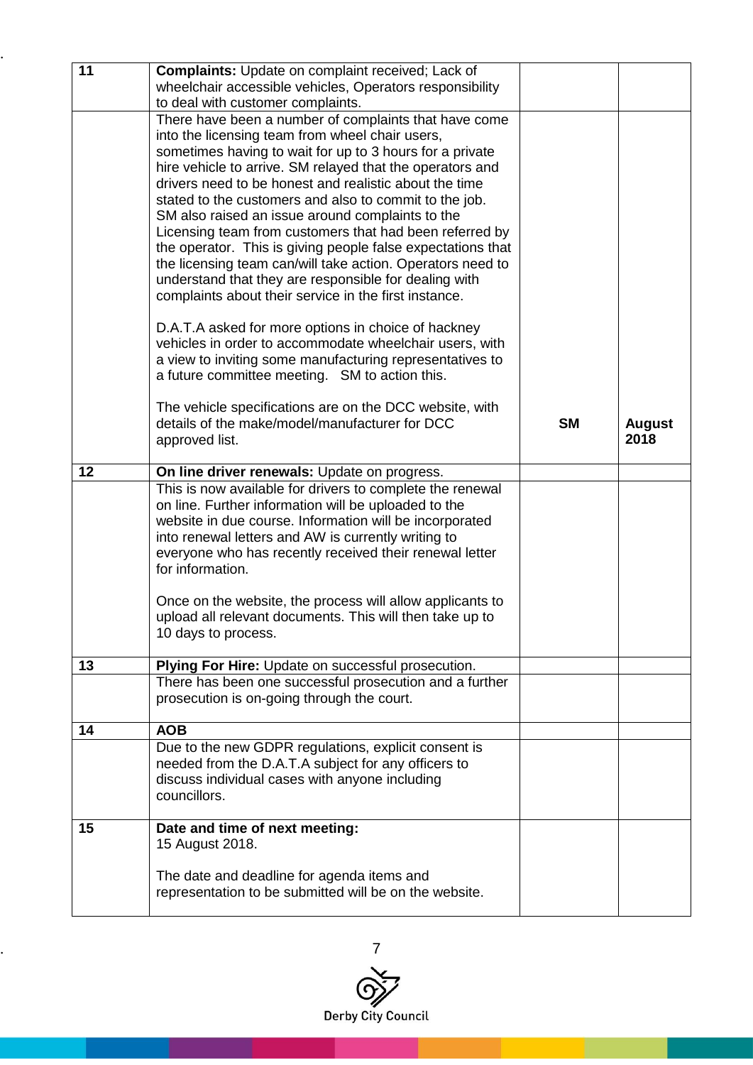| | | | |
|---|---|---|---|
| 11 | **Complaints:** Update on complaint received; Lack of wheelchair accessible vehicles, Operators responsibility to deal with customer complaints. | | |
| | There have been a number of complaints that have come into the licensing team from wheel chair users, sometimes having to wait for up to 3 hours for a private hire vehicle to arrive. SM relayed that the operators and drivers need to be honest and realistic about the time stated to the customers and also to commit to the job. SM also raised an issue around complaints to the Licensing team from customers that had been referred by the operator. This is giving people false expectations that the licensing team can/will take action. Operators need to understand that they are responsible for dealing with complaints about their service in the first instance.<br><br>D.A.T.A asked for more options in choice of hackney vehicles in order to accommodate wheelchair users, with a view to inviting some manufacturing representatives to a future committee meeting. SM to action this.<br><br>The vehicle specifications are on the DCC website, with details of the make/model/manufacturer for DCC approved list. | **SM** | **August 2018** |
| 12 | **On line driver renewals:** Update on progress. | | |
| | This is now available for drivers to complete the renewal on line. Further information will be uploaded to the website in due course. Information will be incorporated into renewal letters and AW is currently writing to everyone who has recently received their renewal letter for information.<br><br>Once on the website, the process will allow applicants to upload all relevant documents. This will then take up to 10 days to process. | | |
| 13 | **Plying For Hire:** Update on successful prosecution. | | |
| | There has been one successful prosecution and a further prosecution is on-going through the court. | | |
| 14 | **AOB** | | |
| | Due to the new GDPR regulations, explicit consent is needed from the D.A.T.A subject for any officers to discuss individual cases with anyone including councillors. | | |
| 15 | **Date and time of next meeting:**<br>15 August 2018.<br><br>The date and deadline for agenda items and representation to be submitted will be on the website. | | |